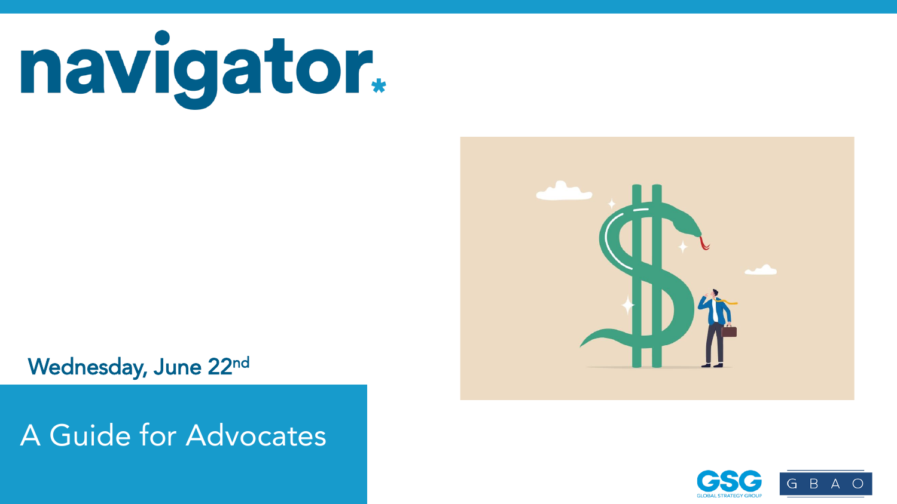# navigator.

Wednesday, June 22nd

## A Guide for Advocates

GSG GLOBAL STRATEGY GROUP

G B A O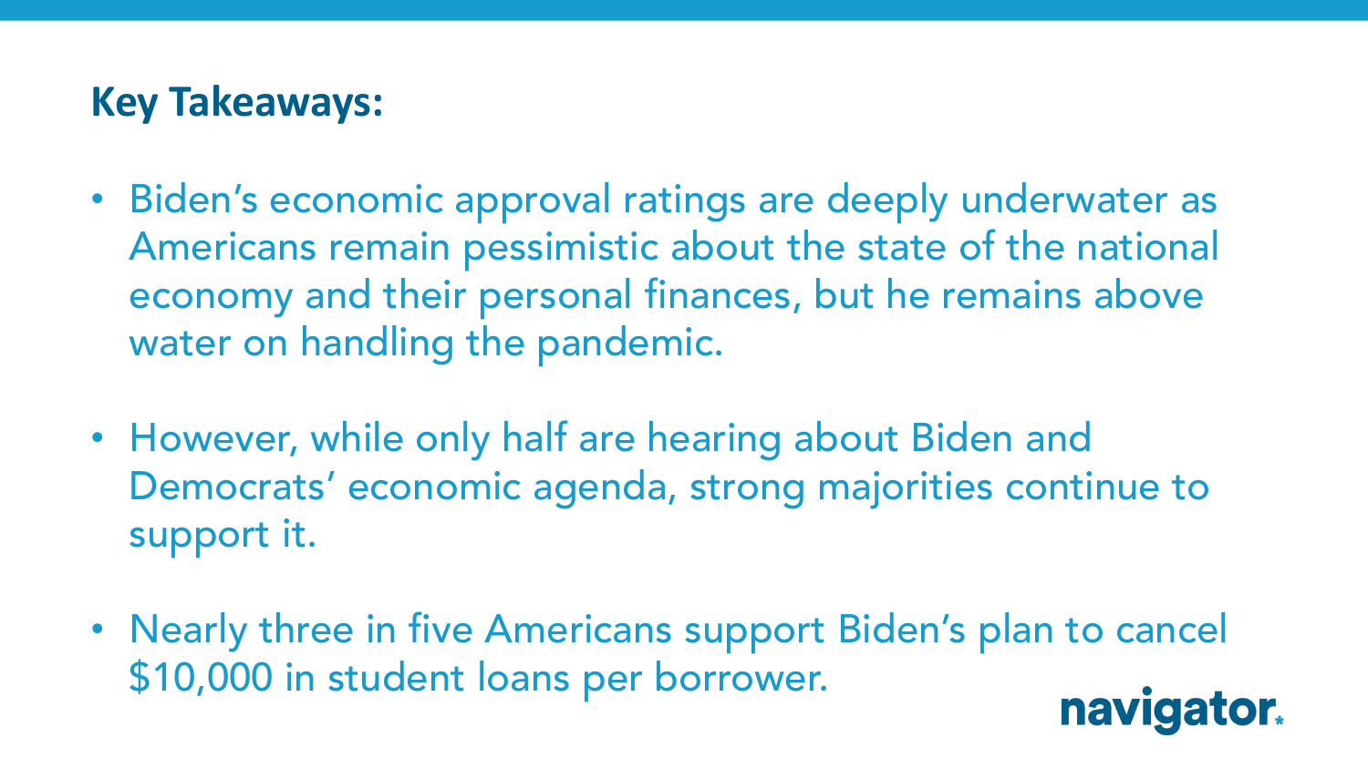## Key Takeaways:

- Biden's economic approval ratings are deeply underwater as Americans remain pessimistic about the state of the national economy and their personal finances, but he remains above water on handling the pandemic.

- However, while only half are hearing about Biden and Democrats' economic agenda, strong majorities continue to support it.

- Nearly three in five Americans support Biden's plan to cancel $10,000 in student loans per borrower.

navigator.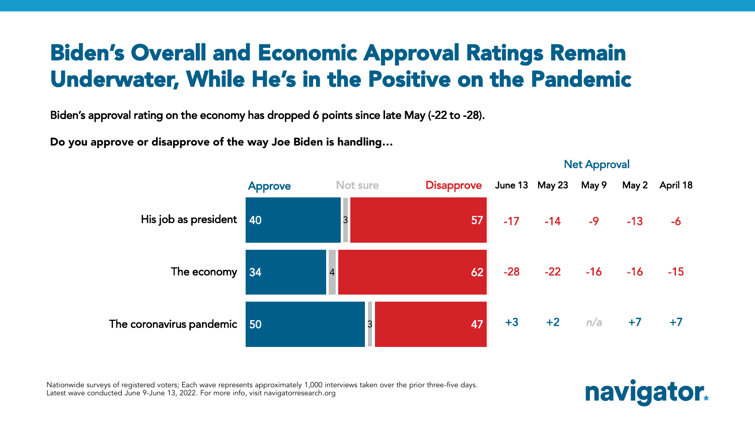# Biden's Overall and Economic Approval Ratings Remain Underwater, While He's in the Positive on the Pandemic

**Biden's approval rating on the economy has dropped 6 points since late May (-22 to -28).**

**Do you approve or disapprove of the way Joe Biden is handling…**

| | Approve | Not sure | Disapprove | Net Approval: June 13 | May 23 | May 9 | May 2 | April 18 |
|---|---|---|---|---|---|---|---|---|
| His job as president | 40 | 3 | 57 | -17 | -14 | -9 | -13 | -6 |
| The economy | 34 | 4 | 62 | -28 | -22 | -16 | -16 | -15 |
| The coronavirus pandemic | 50 | 3 | 47 | +3 | +2 | n/a | +7 | +7 |

Nationwide surveys of registered voters; Each wave represents approximately 1,000 interviews taken over the prior three-five days. Latest wave conducted June 9-June 13, 2022. For more info, visit navigatorresearch.org

navigator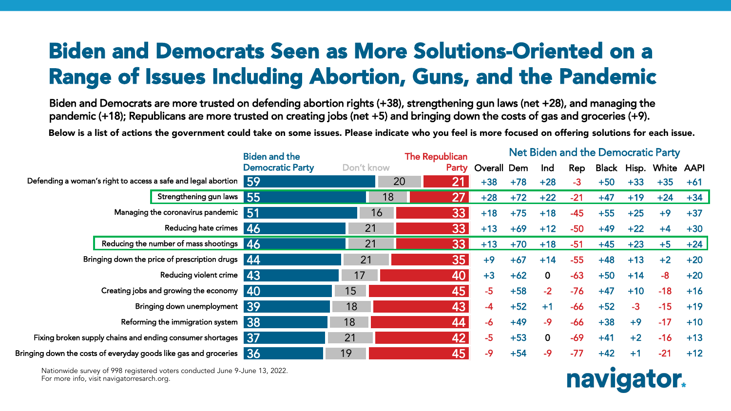# Biden and Democrats Seen as More Solutions-Oriented on a Range of Issues Including Abortion, Guns, and the Pandemic

Biden and Democrats are more trusted on defending abortion rights (+38), strengthening gun laws (net +28), and managing the pandemic (+18); Republicans are more trusted on creating jobs (net +5) and bringing down the costs of gas and groceries (+9).

**Below is a list of actions the government could take on some issues. Please indicate who you feel is more focused on offering solutions for each issue.**

| | Biden and the Democratic Party | Don't know | The Republican Party | Net Biden and the Democratic Party: Overall | Dem | Ind | Rep | Black | Hisp. | White | AAPI |
|---|---|---|---|---|---|---|---|---|---|---|---|
| Defending a woman's right to access a safe and legal abortion | 59 | 20 | 21 | +38 | +78 | +28 | -3 | +50 | +33 | +35 | +61 |
| Strengthening gun laws | 55 | 18 | 27 | +28 | +72 | +22 | -21 | +47 | +19 | +24 | +34 |
| Managing the coronavirus pandemic | 51 | 16 | 33 | +18 | +75 | +18 | -45 | +55 | +25 | +9 | +37 |
| Reducing hate crimes | 46 | 21 | 33 | +13 | +69 | +12 | -50 | +49 | +22 | +4 | +30 |
| Reducing the number of mass shootings | 46 | 21 | 33 | +13 | +70 | +18 | -51 | +45 | +23 | +5 | +24 |
| Bringing down the price of prescription drugs | 44 | 21 | 35 | +9 | +67 | +14 | -55 | +48 | +13 | +2 | +20 |
| Reducing violent crime | 43 | 17 | 40 | +3 | +62 | 0 | -63 | +50 | +14 | -8 | +20 |
| Creating jobs and growing the economy | 40 | 15 | 45 | -5 | +58 | -2 | -76 | +47 | +10 | -18 | +16 |
| Bringing down unemployment | 39 | 18 | 43 | -4 | +52 | +1 | -66 | +52 | -3 | -15 | +19 |
| Reforming the immigration system | 38 | 18 | 44 | -6 | +49 | -9 | -66 | +38 | +9 | -17 | +10 |
| Fixing broken supply chains and ending consumer shortages | 37 | 21 | 42 | -5 | +53 | 0 | -69 | +41 | +2 | -16 | +13 |
| Bringing down the costs of everyday goods like gas and groceries | 36 | 19 | 45 | -9 | +54 | -9 | -77 | +42 | +1 | -21 | +12 |

Nationwide survey of 998 registered voters conducted June 9-June 13, 2022.
For more info, visit navigatorresearch.org.

navigator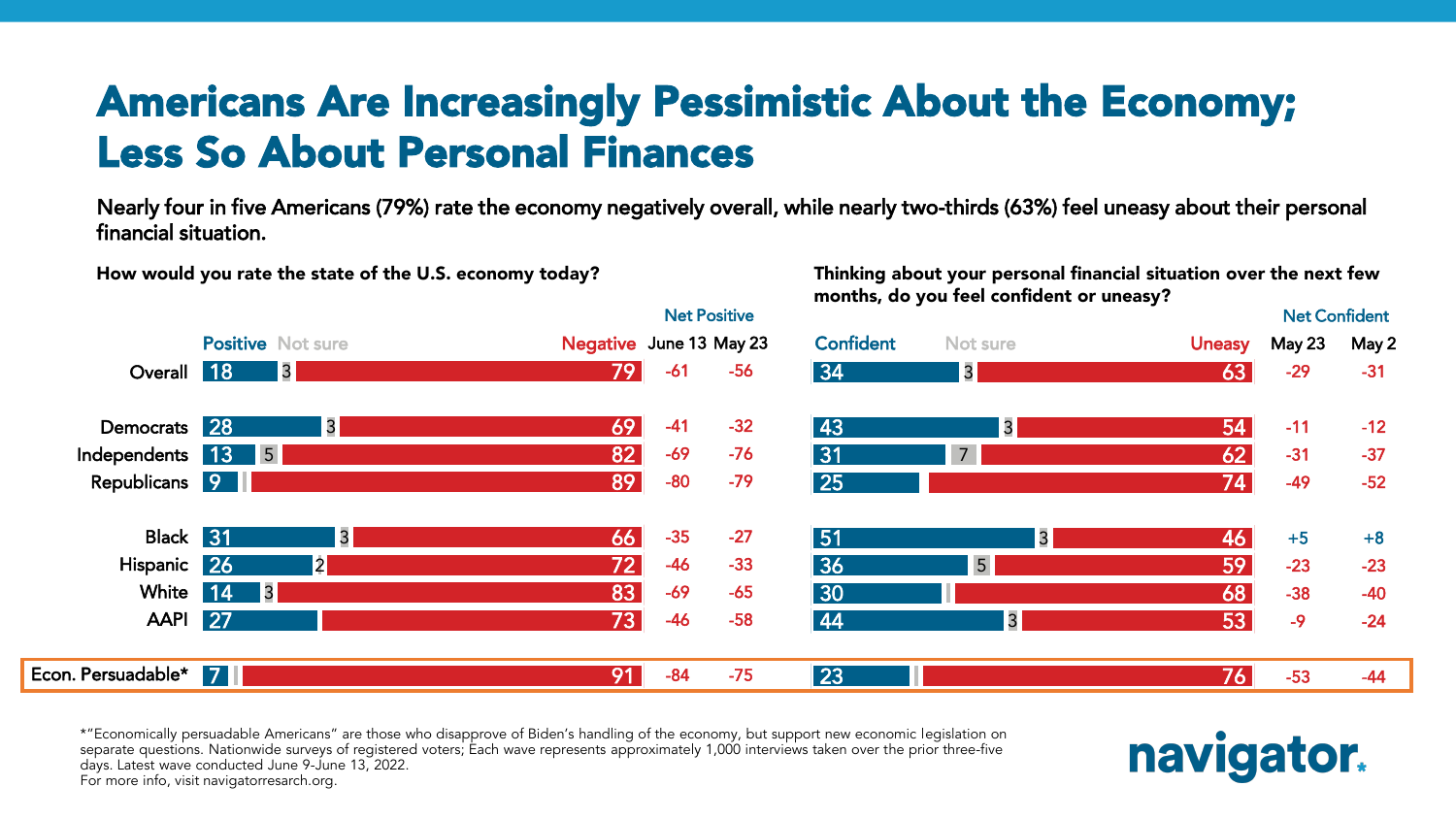# Americans Are Increasingly Pessimistic About the Economy; Less So About Personal Finances

Nearly four in five Americans (79%) rate the economy negatively overall, while nearly two-thirds (63%) feel uneasy about their personal financial situation.

**How would you rate the state of the U.S. economy today?**

| | Positive | Not sure | Negative | Net Positive June 13 | Net Positive May 23 |
|---|---|---|---|---|---|
| Overall | 18 | 3 | 79 | -61 | -56 |
| Democrats | 28 | 3 | 69 | -41 | -32 |
| Independents | 13 | 5 | 82 | -69 | -76 |
| Republicans | 9 | | 89 | -80 | -79 |
| Black | 31 | 3 | 66 | -35 | -27 |
| Hispanic | 26 | 2 | 72 | -46 | -33 |
| White | 14 | 3 | 83 | -69 | -65 |
| AAPI | 27 | | 73 | -46 | -58 |
| Econ. Persuadable* | 7 | | 91 | -84 | -75 |

**Thinking about your personal financial situation over the next few months, do you feel confident or uneasy?**

| | Confident | Not sure | Uneasy | Net Confident May 23 | Net Confident May 2 |
|---|---|---|---|---|---|
| Overall | 34 | 3 | 63 | -29 | -31 |
| Democrats | 43 | 3 | 54 | -11 | -12 |
| Independents | 31 | 7 | 62 | -31 | -37 |
| Republicans | 25 | | 74 | -49 | -52 |
| Black | 51 | 3 | 46 | +5 | +8 |
| Hispanic | 36 | 5 | 59 | -23 | -23 |
| White | 30 | | 68 | -38 | -40 |
| AAPI | 44 | 3 | 53 | -9 | -24 |
| Econ. Persuadable* | 23 | | 76 | -53 | -44 |

*"Economically persuadable Americans" are those who disapprove of Biden's handling of the economy, but support new economic legislation on separate questions. Nationwide surveys of registered voters; Each wave represents approximately 1,000 interviews taken over the prior three-five days. Latest wave conducted June 9-June 13, 2022.
For more info, visit navigatorresearch.org.

navigator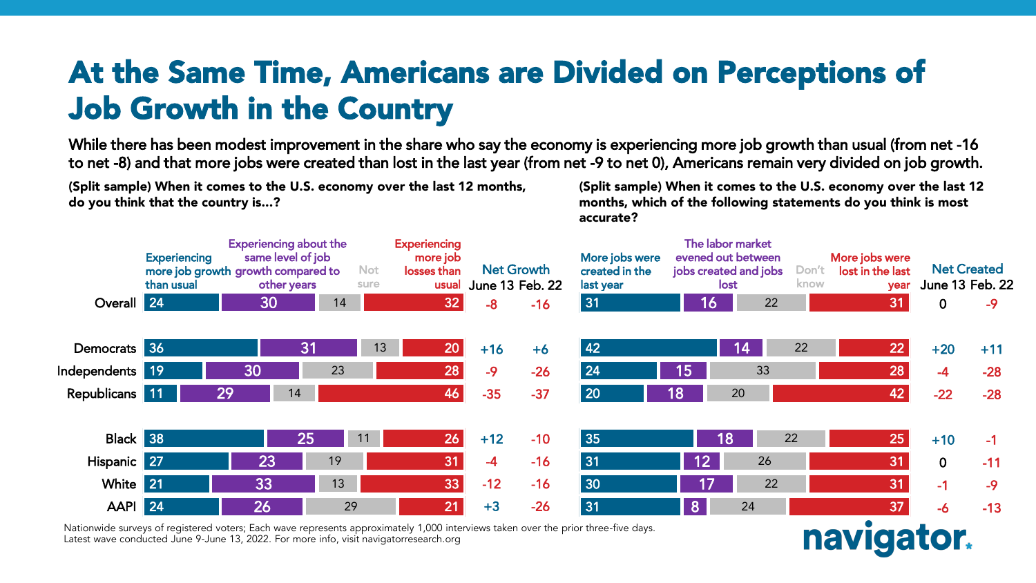# At the Same Time, Americans are Divided on Perceptions of Job Growth in the Country

**While there has been modest improvement in the share who say the economy is experiencing more job growth than usual (from net -16 to net -8) and that more jobs were created than lost in the last year (from net -9 to net 0), Americans remain very divided on job growth.**

**(Split sample) When it comes to the U.S. economy over the last 12 months, do you think that the country is...?**

| | Experiencing more job growth than usual | Experiencing about the same level of job growth compared to other years | Not sure | Experiencing more job losses than usual | Net Growth June 13 | Net Growth Feb. 22 |
|---|---|---|---|---|---|---|
| Overall | 24 | 30 | 14 | 32 | -8 | -16 |
| Democrats | 36 | 31 | 13 | 20 | +16 | +6 |
| Independents | 19 | 30 | 23 | 28 | -9 | -26 |
| Republicans | 11 | 29 | 14 | 46 | -35 | -37 |
| Black | 38 | 25 | 11 | 26 | +12 | -10 |
| Hispanic | 27 | 23 | 19 | 31 | -4 | -16 |
| White | 21 | 33 | 13 | 33 | -12 | -16 |
| AAPI | 24 | 26 | 29 | 21 | +3 | -26 |

**(Split sample) When it comes to the U.S. economy over the last 12 months, which of the following statements do you think is most accurate?**

| | More jobs were created in the last year | The labor market evened out between jobs created and jobs lost | Don't know | More jobs were lost in the last year | Net Created June 13 | Net Created Feb. 22 |
|---|---|---|---|---|---|---|
| Overall | 31 | 16 | 22 | 31 | 0 | -9 |
| Democrats | 42 | 14 | 22 | 22 | +20 | +11 |
| Independents | 24 | 15 | 33 | 28 | -4 | -28 |
| Republicans | 20 | 18 | 20 | 42 | -22 | -28 |
| Black | 35 | 18 | 22 | 25 | +10 | -1 |
| Hispanic | 31 | 12 | 26 | 31 | 0 | -11 |
| White | 30 | 17 | 22 | 31 | -1 | -9 |
| AAPI | 31 | 8 | 24 | 37 | -6 | -13 |

Nationwide surveys of registered voters; Each wave represents approximately 1,000 interviews taken over the prior three-five days. Latest wave conducted June 9-June 13, 2022. For more info, visit navigatorresearch.org

navigator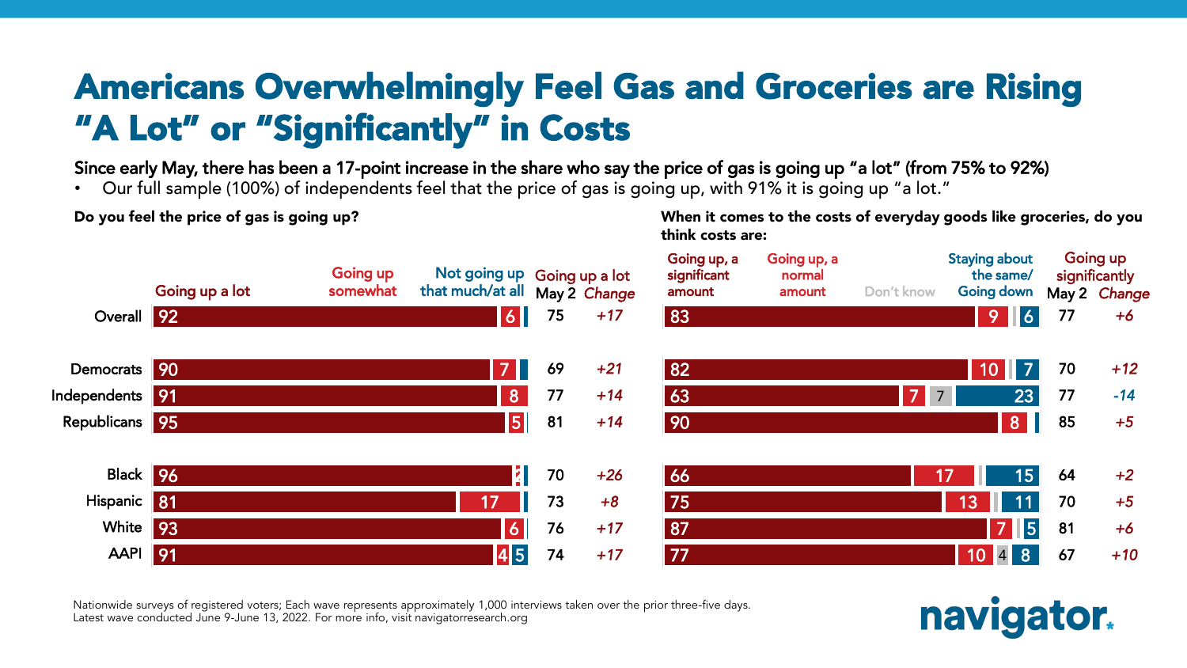# Americans Overwhelmingly Feel Gas and Groceries are Rising "A Lot" or "Significantly" in Costs

**Since early May, there has been a 17-point increase in the share who say the price of gas is going up "a lot" (from 75% to 92%)**

- Our full sample (100%) of independents feel that the price of gas is going up, with 91% it is going up "a lot."

**Do you feel the price of gas is going up?**

| | Going up a lot | Going up somewhat | Not going up that much/at all | Going up a lot May 2 | Change |
|---|---|---|---|---|---|
| Overall | 92 | 6 | | 75 | +17 |
| Democrats | 90 | 7 | | 69 | +21 |
| Independents | 91 | 8 | | 77 | +14 |
| Republicans | 95 | 5 | | 81 | +14 |
| Black | 96 | 2 | | 70 | +26 |
| Hispanic | 81 | 17 | | 73 | +8 |
| White | 93 | 6 | | 76 | +17 |
| AAPI | 91 | 4 | 5 | 74 | +17 |

**When it comes to the costs of everyday goods like groceries, do you think costs are:**

| | Going up, a significant amount | Going up, a normal amount | Don't know | Staying about the same/ Going down | Going up significantly May 2 | Change |
|---|---|---|---|---|---|---|
| Overall | 83 | 9 | | 6 | 77 | +6 |
| Democrats | 82 | 10 | | 7 | 70 | +12 |
| Independents | 63 | 7 | 7 | 23 | 77 | -14 |
| Republicans | 90 | 8 | | | 85 | +5 |
| Black | 66 | 17 | | 15 | 64 | +2 |
| Hispanic | 75 | 13 | | 11 | 70 | +5 |
| White | 87 | 7 | | 5 | 81 | +6 |
| AAPI | 77 | 10 | 4 | 8 | 67 | +10 |

Nationwide surveys of registered voters; Each wave represents approximately 1,000 interviews taken over the prior three-five days.
Latest wave conducted June 9-June 13, 2022. For more info, visit navigatorresearch.org

navigator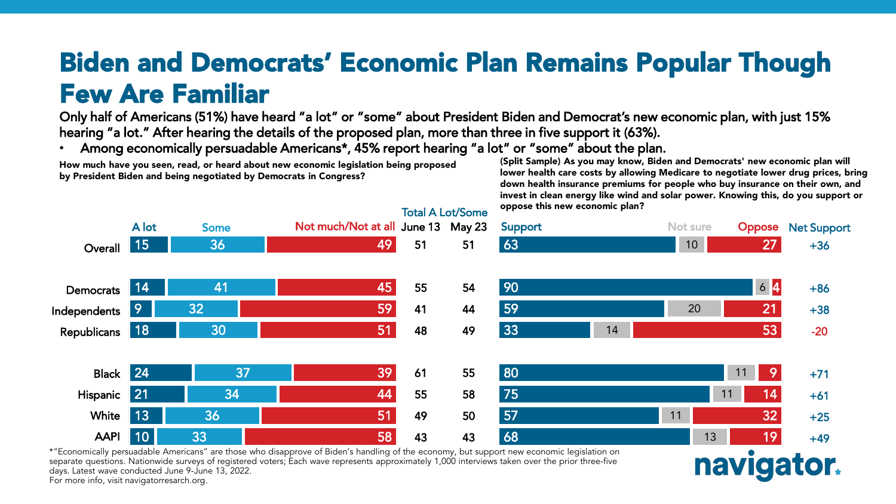# Biden and Democrats' Economic Plan Remains Popular Though Few Are Familiar

Only half of Americans (51%) have heard "a lot" or "some" about President Biden and Democrat's new economic plan, with just 15% hearing "a lot." After hearing the details of the proposed plan, more than three in five support it (63%).

- Among economically persuadable Americans*, 45% report hearing "a lot" or "some" about the plan.

**How much have you seen, read, or heard about new economic legislation being proposed by President Biden and being negotiated by Democrats in Congress?**

**(Split Sample) As you may know, Biden and Democrats' new economic plan will lower health care costs by allowing Medicare to negotiate lower drug prices, bring down health insurance premiums for people who buy insurance on their own, and invest in clean energy like wind and solar power. Knowing this, do you support or oppose this new economic plan?**

| | A lot | Some | Not much/Not at all | Total A Lot/Some June 13 | Total A Lot/Some May 23 | Support | Not sure | Oppose | Net Support |
|---|---|---|---|---|---|---|---|---|---|
| Overall | 15 | 36 | 49 | 51 | 51 | 63 | 10 | 27 | +36 |
| Democrats | 14 | 41 | 45 | 55 | 54 | 90 | 6 | 4 | +86 |
| Independents | 9 | 32 | 59 | 41 | 44 | 59 | 20 | 21 | +38 |
| Republicans | 18 | 30 | 51 | 48 | 49 | 33 | 14 | 53 | -20 |
| Black | 24 | 37 | 39 | 61 | 55 | 80 | 11 | 9 | +71 |
| Hispanic | 21 | 34 | 44 | 55 | 58 | 75 | 11 | 14 | +61 |
| White | 13 | 36 | 51 | 49 | 50 | 57 | 11 | 32 | +25 |
| AAPI | 10 | 33 | 58 | 43 | 43 | 68 | 13 | 19 | +49 |

*"Economically persuadable Americans" are those who disapprove of Biden's handling of the economy, but support new economic legislation on separate questions. Nationwide surveys of registered voters; Each wave represents approximately 1,000 interviews taken over the prior three-five days. Latest wave conducted June 9-June 13, 2022.
For more info, visit navigatorresearch.org.

navigator.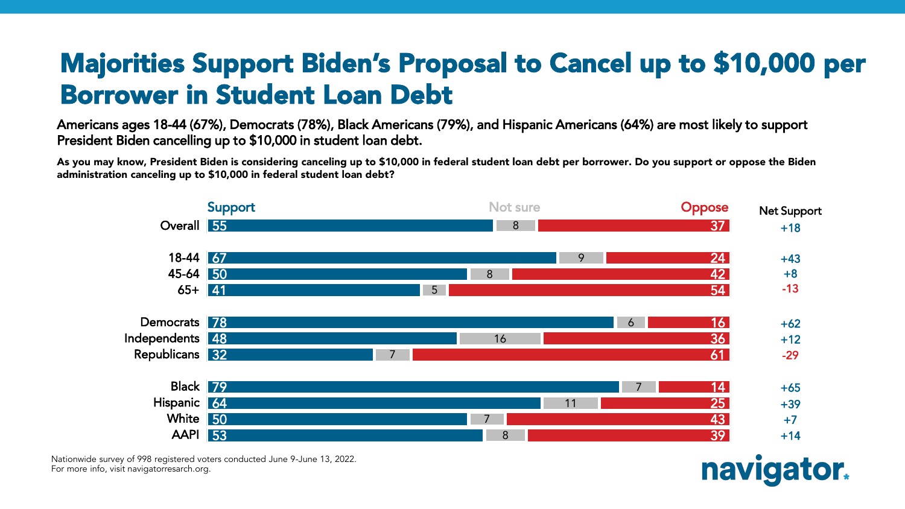# Majorities Support Biden's Proposal to Cancel up to $10,000 per Borrower in Student Loan Debt

**Americans ages 18-44 (67%), Democrats (78%), Black Americans (79%), and Hispanic Americans (64%) are most likely to support President Biden cancelling up to $10,000 in student loan debt.**

**As you may know, President Biden is considering canceling up to $10,000 in federal student loan debt per borrower. Do you support or oppose the Biden administration canceling up to $10,000 in federal student loan debt?**

| | Support | Not sure | Oppose | Net Support |
|---|---|---|---|---|
| Overall | 55 | 8 | 37 | +18 |
| 18-44 | 67 | 9 | 24 | +43 |
| 45-64 | 50 | 8 | 42 | +8 |
| 65+ | 41 | 5 | 54 | -13 |
| Democrats | 78 | 6 | 16 | +62 |
| Independents | 48 | 16 | 36 | +12 |
| Republicans | 32 | 7 | 61 | -29 |
| Black | 79 | 7 | 14 | +65 |
| Hispanic | 64 | 11 | 25 | +39 |
| White | 50 | 7 | 43 | +7 |
| AAPI | 53 | 8 | 39 | +14 |

Nationwide survey of 998 registered voters conducted June 9-June 13, 2022.
For more info, visit navigatorresearch.org.

navigator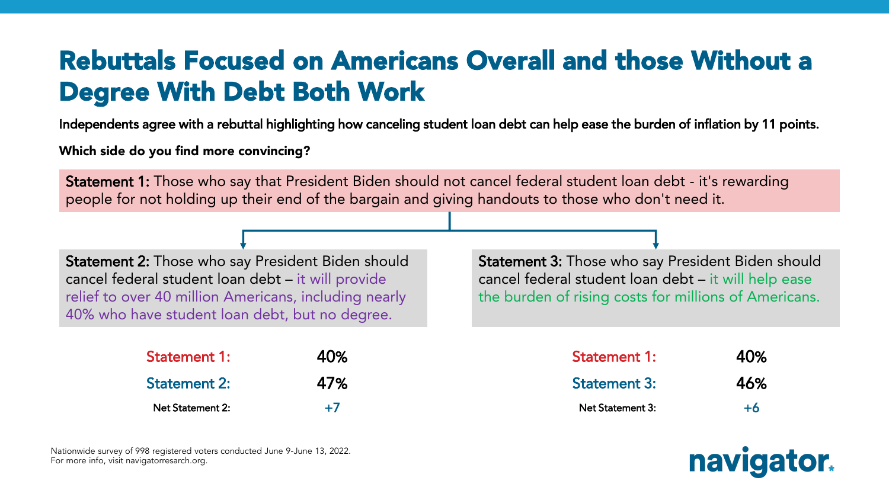# Rebuttals Focused on Americans Overall and those Without a Degree With Debt Both Work

**Independents agree with a rebuttal highlighting how canceling student loan debt can help ease the burden of inflation by 11 points.**

**Which side do you find more convincing?**

**Statement 1:** Those who say that President Biden should not cancel federal student loan debt - it's rewarding people for not holding up their end of the bargain and giving handouts to those who don't need it.

**Statement 2:** Those who say President Biden should cancel federal student loan debt – it will provide relief to over 40 million Americans, including nearly 40% who have student loan debt, but no degree.

| | |
|---|---|
| Statement 1: | 40% |
| Statement 2: | 47% |
| Net Statement 2: | +7 |

**Statement 3:** Those who say President Biden should cancel federal student loan debt – it will help ease the burden of rising costs for millions of Americans.

| | |
|---|---|
| Statement 1: | 40% |
| Statement 3: | 46% |
| Net Statement 3: | +6 |

Nationwide survey of 998 registered voters conducted June 9-June 13, 2022.
For more info, visit navigatorresearch.org.

navigator.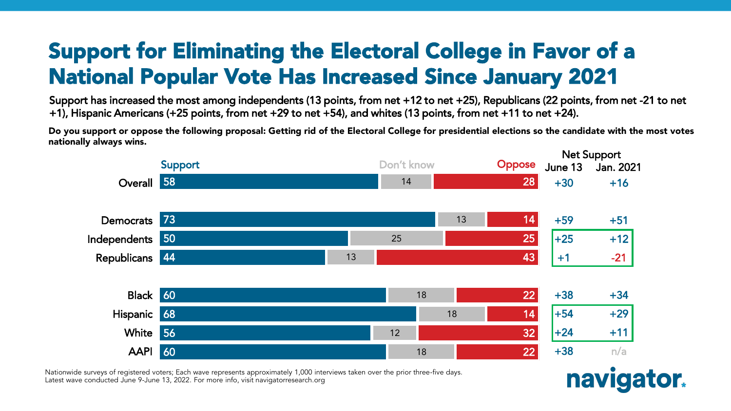# Support for Eliminating the Electoral College in Favor of a National Popular Vote Has Increased Since January 2021

Support has increased the most among independents (13 points, from net +12 to net +25), Republicans (22 points, from net -21 to net +1), Hispanic Americans (+25 points, from net +29 to net +54), and whites (13 points, from net +11 to net +24).

**Do you support or oppose the following proposal: Getting rid of the Electoral College for presidential elections so the candidate with the most votes nationally always wins.**

| | Support | Don't know | Oppose | Net Support June 13 | Net Support Jan. 2021 |
|---|---|---|---|---|---|
| Overall | 58 | 14 | 28 | +30 | +16 |
| Democrats | 73 | 13 | 14 | +59 | +51 |
| Independents | 50 | 25 | 25 | +25 | +12 |
| Republicans | 44 | 13 | 43 | +1 | -21 |
| Black | 60 | 18 | 22 | +38 | +34 |
| Hispanic | 68 | 18 | 14 | +54 | +29 |
| White | 56 | 12 | 32 | +24 | +11 |
| AAPI | 60 | 18 | 22 | +38 | n/a |

Nationwide surveys of registered voters; Each wave represents approximately 1,000 interviews taken over the prior three-five days. Latest wave conducted June 9-June 13, 2022. For more info, visit navigatorresearch.org

navigator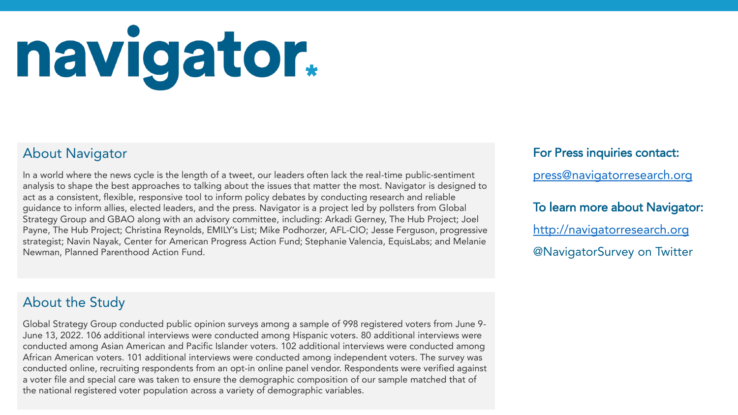# navigator.

## About Navigator

In a world where the news cycle is the length of a tweet, our leaders often lack the real-time public-sentiment analysis to shape the best approaches to talking about the issues that matter the most. Navigator is designed to act as a consistent, flexible, responsive tool to inform policy debates by conducting research and reliable guidance to inform allies, elected leaders, and the press. Navigator is a project led by pollsters from Global Strategy Group and GBAO along with an advisory committee, including: Arkadi Gerney, The Hub Project; Joel Payne, The Hub Project; Christina Reynolds, EMILY's List; Mike Podhorzer, AFL-CIO; Jesse Ferguson, progressive strategist; Navin Nayak, Center for American Progress Action Fund; Stephanie Valencia, EquisLabs; and Melanie Newman, Planned Parenthood Action Fund.

## About the Study

Global Strategy Group conducted public opinion surveys among a sample of 998 registered voters from June 9-June 13, 2022. 106 additional interviews were conducted among Hispanic voters. 80 additional interviews were conducted among Asian American and Pacific Islander voters. 102 additional interviews were conducted among African American voters. 101 additional interviews were conducted among independent voters. The survey was conducted online, recruiting respondents from an opt-in online panel vendor. Respondents were verified against a voter file and special care was taken to ensure the demographic composition of our sample matched that of the national registered voter population across a variety of demographic variables.

**For Press inquiries contact:**

press@navigatorresearch.org

**To learn more about Navigator:**

http://navigatorresearch.org

@NavigatorSurvey on Twitter